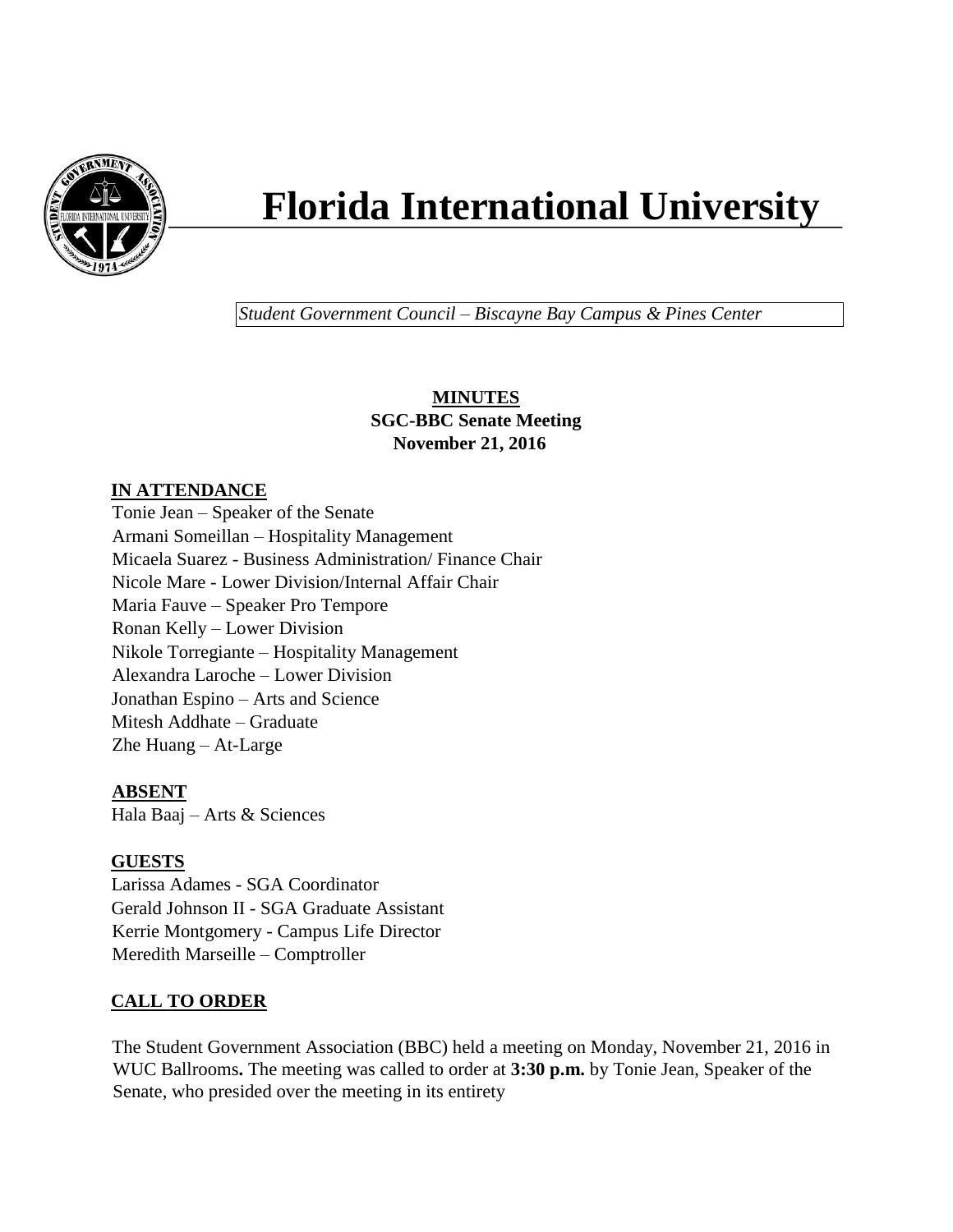# Florida International University

*Student Government Council – Biscayne Bay Campus & Pines Center*

**MINUTES**
**SGC-BBC Senate Meeting**
**November 21, 2016**

## IN ATTENDANCE

Tonie Jean – Speaker of the Senate
Armani Someillan – Hospitality Management
Micaela Suarez - Business Administration/ Finance Chair
Nicole Mare - Lower Division/Internal Affair Chair
Maria Fauve – Speaker Pro Tempore
Ronan Kelly – Lower Division
Nikole Torregiante – Hospitality Management
Alexandra Laroche – Lower Division
Jonathan Espino – Arts and Science
Mitesh Addhate – Graduate
Zhe Huang – At-Large

## ABSENT

Hala Baaj – Arts & Sciences

## GUESTS

Larissa Adames - SGA Coordinator
Gerald Johnson II - SGA Graduate Assistant
Kerrie Montgomery - Campus Life Director
Meredith Marseille – Comptroller

## CALL TO ORDER

The Student Government Association (BBC) held a meeting on Monday, November 21, 2016 in WUC Ballrooms**.** The meeting was called to order at **3:30 p.m.** by Tonie Jean, Speaker of the Senate, who presided over the meeting in its entirety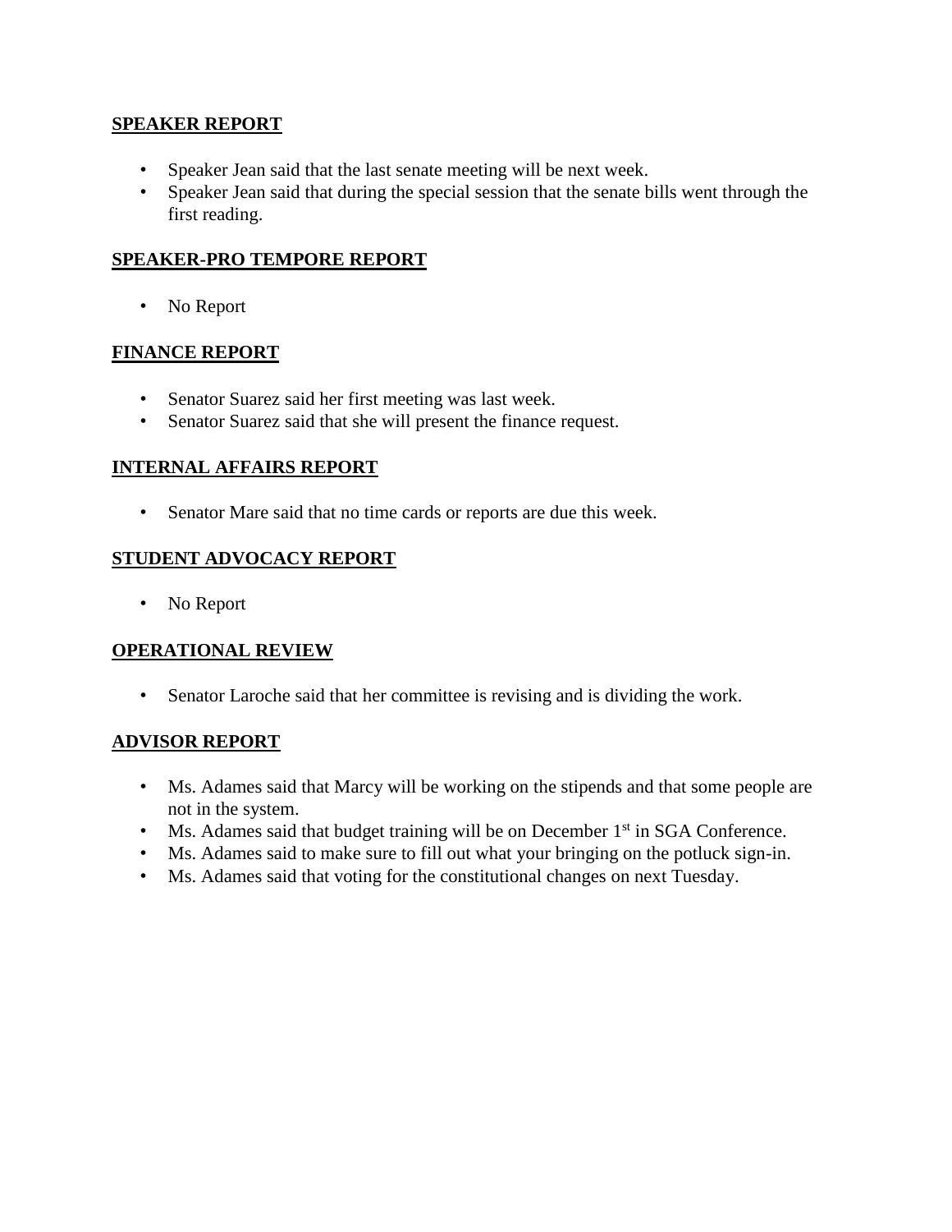## SPEAKER REPORT

- Speaker Jean said that the last senate meeting will be next week.
- Speaker Jean said that during the special session that the senate bills went through the first reading.

## SPEAKER-PRO TEMPORE REPORT

- No Report

## FINANCE REPORT

- Senator Suarez said her first meeting was last week.
- Senator Suarez said that she will present the finance request.

## INTERNAL AFFAIRS REPORT

- Senator Mare said that no time cards or reports are due this week.

## STUDENT ADVOCACY REPORT

- No Report

## OPERATIONAL REVIEW

- Senator Laroche said that her committee is revising and is dividing the work.

## ADVISOR REPORT

- Ms. Adames said that Marcy will be working on the stipends and that some people are not in the system.
- Ms. Adames said that budget training will be on December 1st in SGA Conference.
- Ms. Adames said to make sure to fill out what your bringing on the potluck sign-in.
- Ms. Adames said that voting for the constitutional changes on next Tuesday.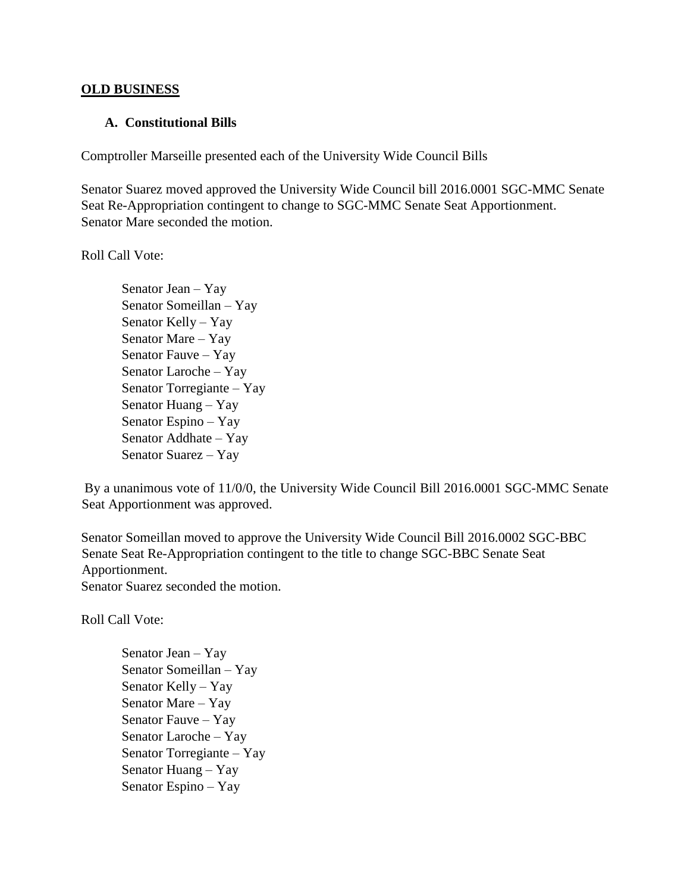## OLD BUSINESS

### A. Constitutional Bills

Comptroller Marseille presented each of the University Wide Council Bills

Senator Suarez moved approved the University Wide Council bill 2016.0001 SGC-MMC Senate Seat Re-Appropriation contingent to change to SGC-MMC Senate Seat Apportionment. Senator Mare seconded the motion.

Roll Call Vote:

Senator Jean – Yay
Senator Someillan – Yay
Senator Kelly – Yay
Senator Mare – Yay
Senator Fauve – Yay
Senator Laroche – Yay
Senator Torregiante – Yay
Senator Huang – Yay
Senator Espino – Yay
Senator Addhate – Yay
Senator Suarez – Yay

By a unanimous vote of 11/0/0, the University Wide Council Bill 2016.0001 SGC-MMC Senate Seat Apportionment was approved.

Senator Someillan moved to approve the University Wide Council Bill 2016.0002 SGC-BBC Senate Seat Re-Appropriation contingent to the title to change SGC-BBC Senate Seat Apportionment.
Senator Suarez seconded the motion.

Roll Call Vote:

Senator Jean – Yay
Senator Someillan – Yay
Senator Kelly – Yay
Senator Mare – Yay
Senator Fauve – Yay
Senator Laroche – Yay
Senator Torregiante – Yay
Senator Huang – Yay
Senator Espino – Yay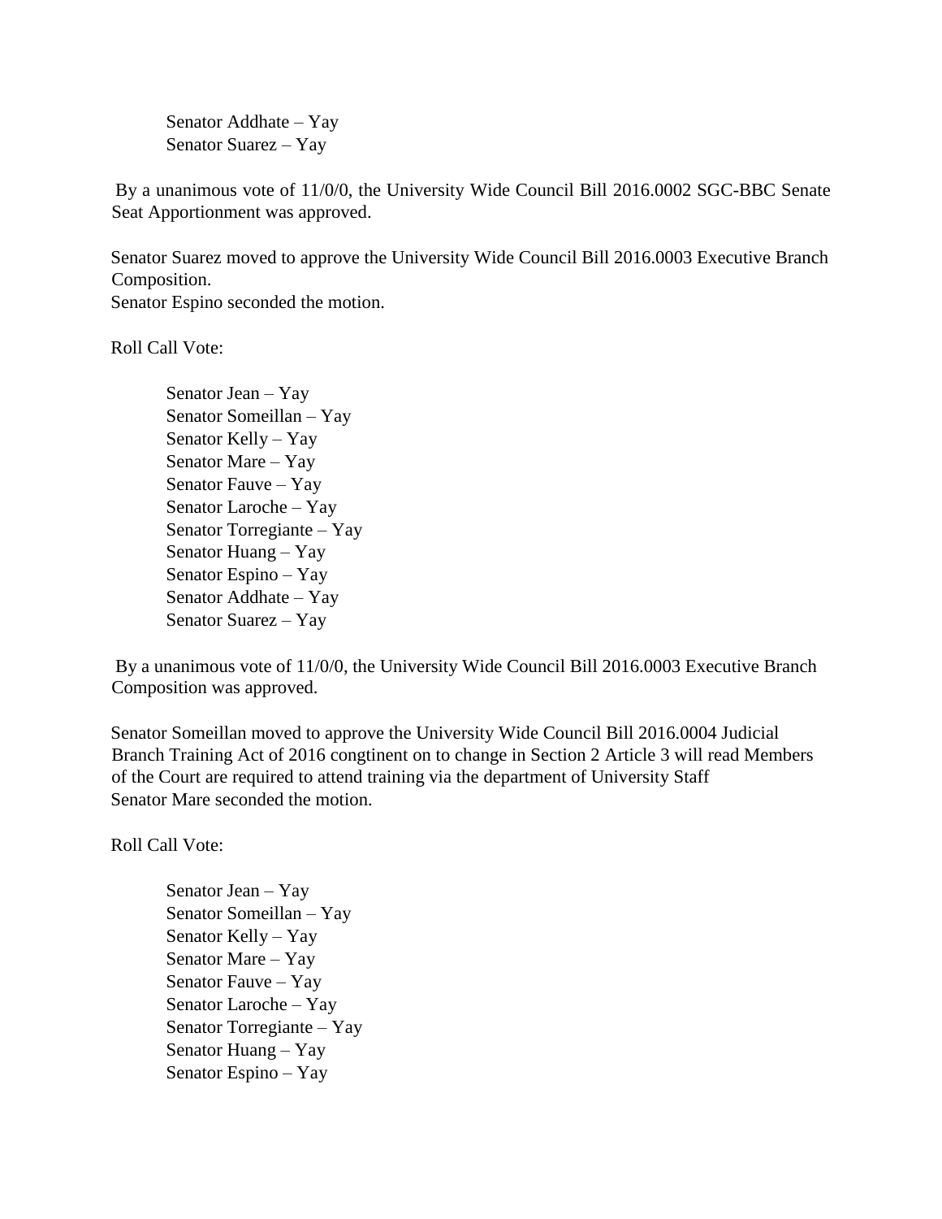Senator Addhate – Yay
Senator Suarez – Yay

By a unanimous vote of 11/0/0, the University Wide Council Bill 2016.0002 SGC-BBC Senate Seat Apportionment was approved.

Senator Suarez moved to approve the University Wide Council Bill 2016.0003 Executive Branch Composition.
Senator Espino seconded the motion.

Roll Call Vote:

Senator Jean – Yay
Senator Someillan – Yay
Senator Kelly – Yay
Senator Mare – Yay
Senator Fauve – Yay
Senator Laroche – Yay
Senator Torregiante – Yay
Senator Huang – Yay
Senator Espino – Yay
Senator Addhate – Yay
Senator Suarez – Yay

By a unanimous vote of 11/0/0, the University Wide Council Bill 2016.0003 Executive Branch Composition was approved.

Senator Someillan moved to approve the University Wide Council Bill 2016.0004 Judicial Branch Training Act of 2016 congtinent on to change in Section 2 Article 3 will read Members of the Court are required to attend training via the department of University Staff
Senator Mare seconded the motion.

Roll Call Vote:

Senator Jean – Yay
Senator Someillan – Yay
Senator Kelly – Yay
Senator Mare – Yay
Senator Fauve – Yay
Senator Laroche – Yay
Senator Torregiante – Yay
Senator Huang – Yay
Senator Espino – Yay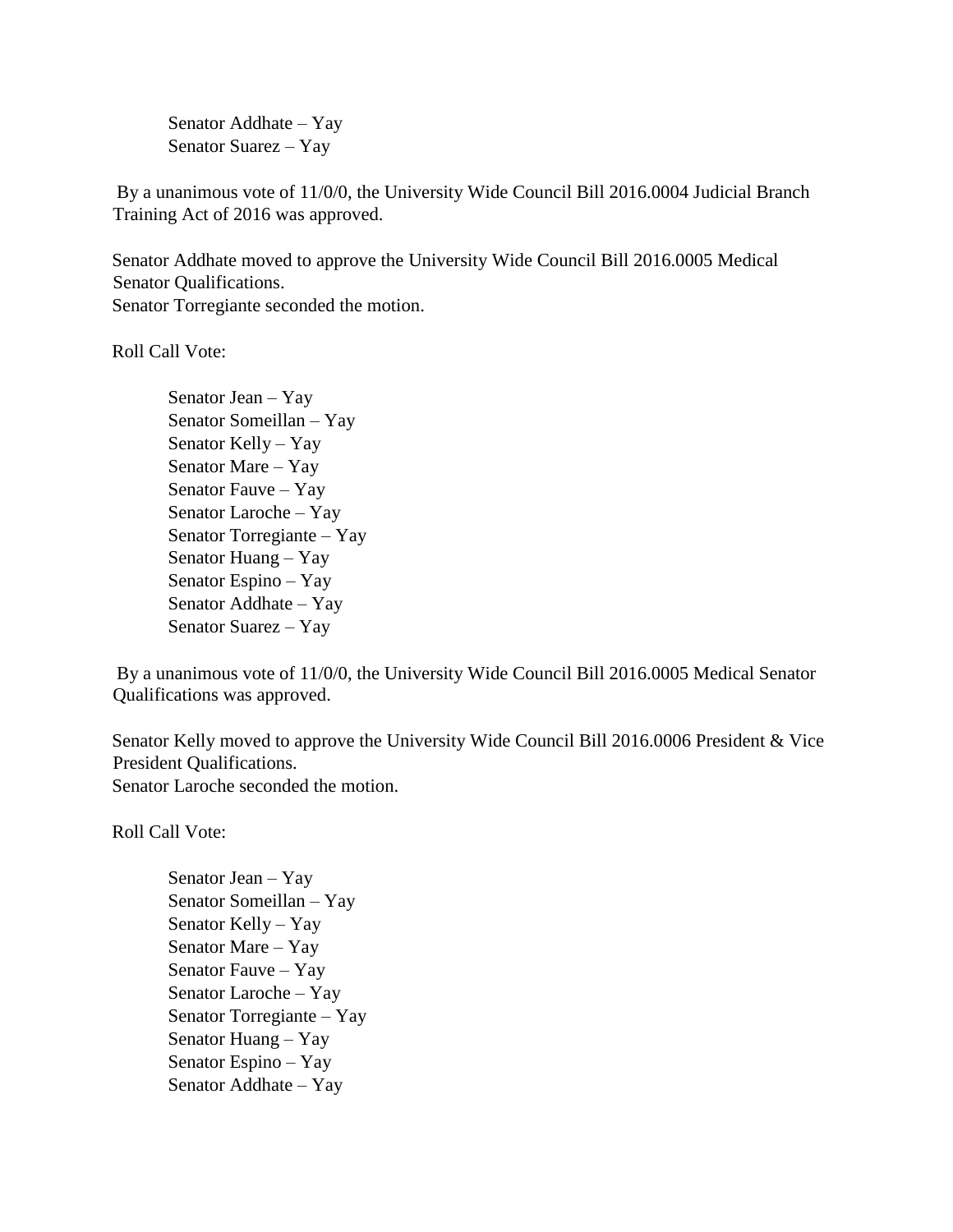Senator Addhate – Yay
Senator Suarez – Yay

By a unanimous vote of 11/0/0, the University Wide Council Bill 2016.0004 Judicial Branch Training Act of 2016 was approved.

Senator Addhate moved to approve the University Wide Council Bill 2016.0005 Medical Senator Qualifications.
Senator Torregiante seconded the motion.

Roll Call Vote:

Senator Jean – Yay
Senator Someillan – Yay
Senator Kelly – Yay
Senator Mare – Yay
Senator Fauve – Yay
Senator Laroche – Yay
Senator Torregiante – Yay
Senator Huang – Yay
Senator Espino – Yay
Senator Addhate – Yay
Senator Suarez – Yay

By a unanimous vote of 11/0/0, the University Wide Council Bill 2016.0005 Medical Senator Qualifications was approved.

Senator Kelly moved to approve the University Wide Council Bill 2016.0006 President & Vice President Qualifications.
Senator Laroche seconded the motion.

Roll Call Vote:

Senator Jean – Yay
Senator Someillan – Yay
Senator Kelly – Yay
Senator Mare – Yay
Senator Fauve – Yay
Senator Laroche – Yay
Senator Torregiante – Yay
Senator Huang – Yay
Senator Espino – Yay
Senator Addhate – Yay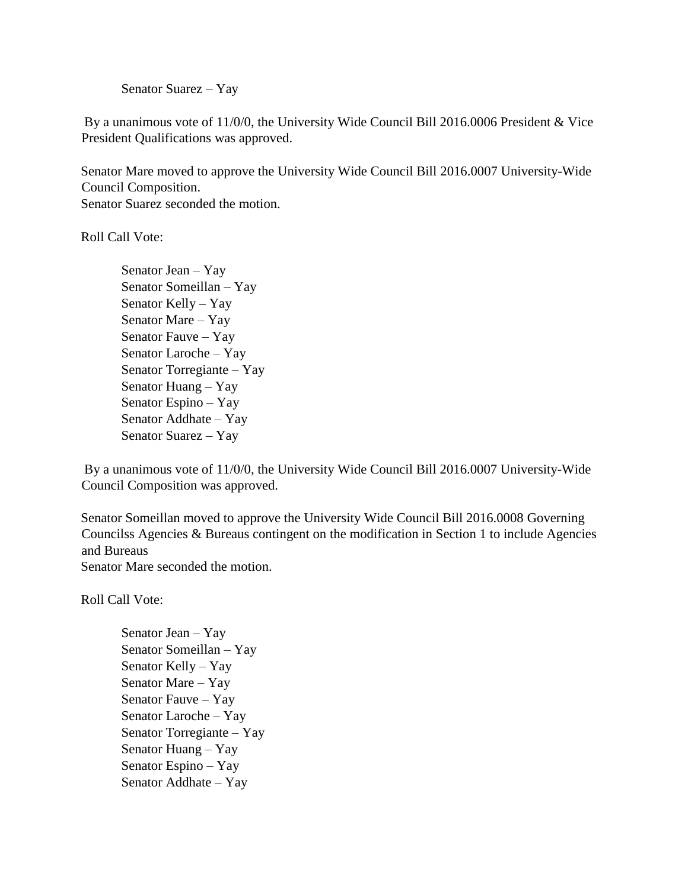Senator Suarez – Yay

By a unanimous vote of 11/0/0, the University Wide Council Bill 2016.0006 President & Vice President Qualifications was approved.

Senator Mare moved to approve the University Wide Council Bill 2016.0007 University-Wide Council Composition.
Senator Suarez seconded the motion.

Roll Call Vote:

Senator Jean – Yay
Senator Someillan – Yay
Senator Kelly – Yay
Senator Mare – Yay
Senator Fauve – Yay
Senator Laroche – Yay
Senator Torregiante – Yay
Senator Huang – Yay
Senator Espino – Yay
Senator Addhate – Yay
Senator Suarez – Yay

By a unanimous vote of 11/0/0, the University Wide Council Bill 2016.0007 University-Wide Council Composition was approved.

Senator Someillan moved to approve the University Wide Council Bill 2016.0008 Governing Councilss Agencies & Bureaus contingent on the modification in Section 1 to include Agencies and Bureaus
Senator Mare seconded the motion.

Roll Call Vote:

Senator Jean – Yay
Senator Someillan – Yay
Senator Kelly – Yay
Senator Mare – Yay
Senator Fauve – Yay
Senator Laroche – Yay
Senator Torregiante – Yay
Senator Huang – Yay
Senator Espino – Yay
Senator Addhate – Yay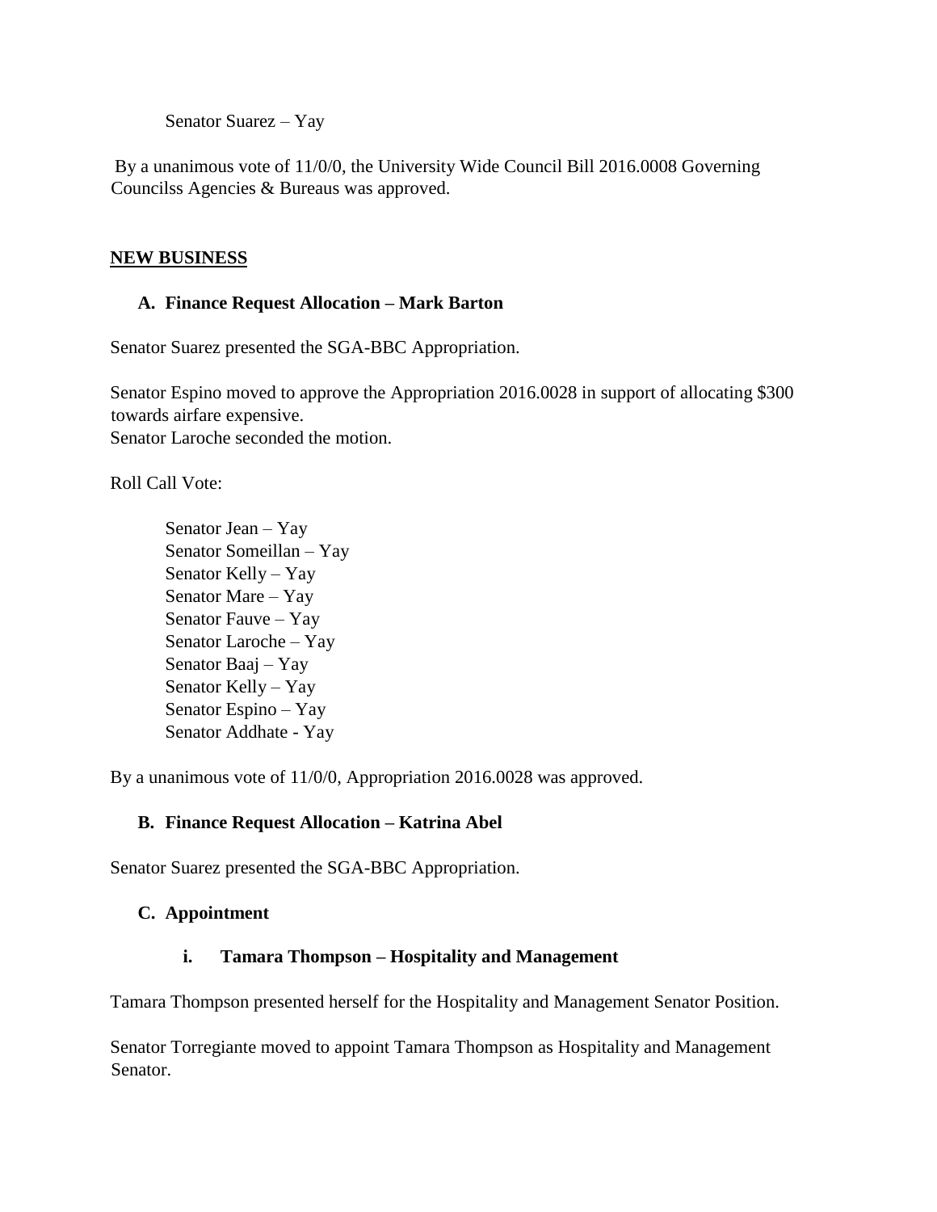Senator Suarez – Yay

By a unanimous vote of 11/0/0, the University Wide Council Bill 2016.0008 Governing Councilss Agencies & Bureaus was approved.

**NEW BUSINESS**

**A. Finance Request Allocation – Mark Barton**

Senator Suarez presented the SGA-BBC Appropriation.

Senator Espino moved to approve the Appropriation 2016.0028 in support of allocating $300 towards airfare expensive.
Senator Laroche seconded the motion.

Roll Call Vote:

Senator Jean – Yay
Senator Someillan – Yay
Senator Kelly – Yay
Senator Mare – Yay
Senator Fauve – Yay
Senator Laroche – Yay
Senator Baaj – Yay
Senator Kelly – Yay
Senator Espino – Yay
Senator Addhate - Yay

By a unanimous vote of 11/0/0, Appropriation 2016.0028 was approved.

**B. Finance Request Allocation – Katrina Abel**

Senator Suarez presented the SGA-BBC Appropriation.

**C. Appointment**

**i. Tamara Thompson – Hospitality and Management**

Tamara Thompson presented herself for the Hospitality and Management Senator Position.

Senator Torregiante moved to appoint Tamara Thompson as Hospitality and Management Senator.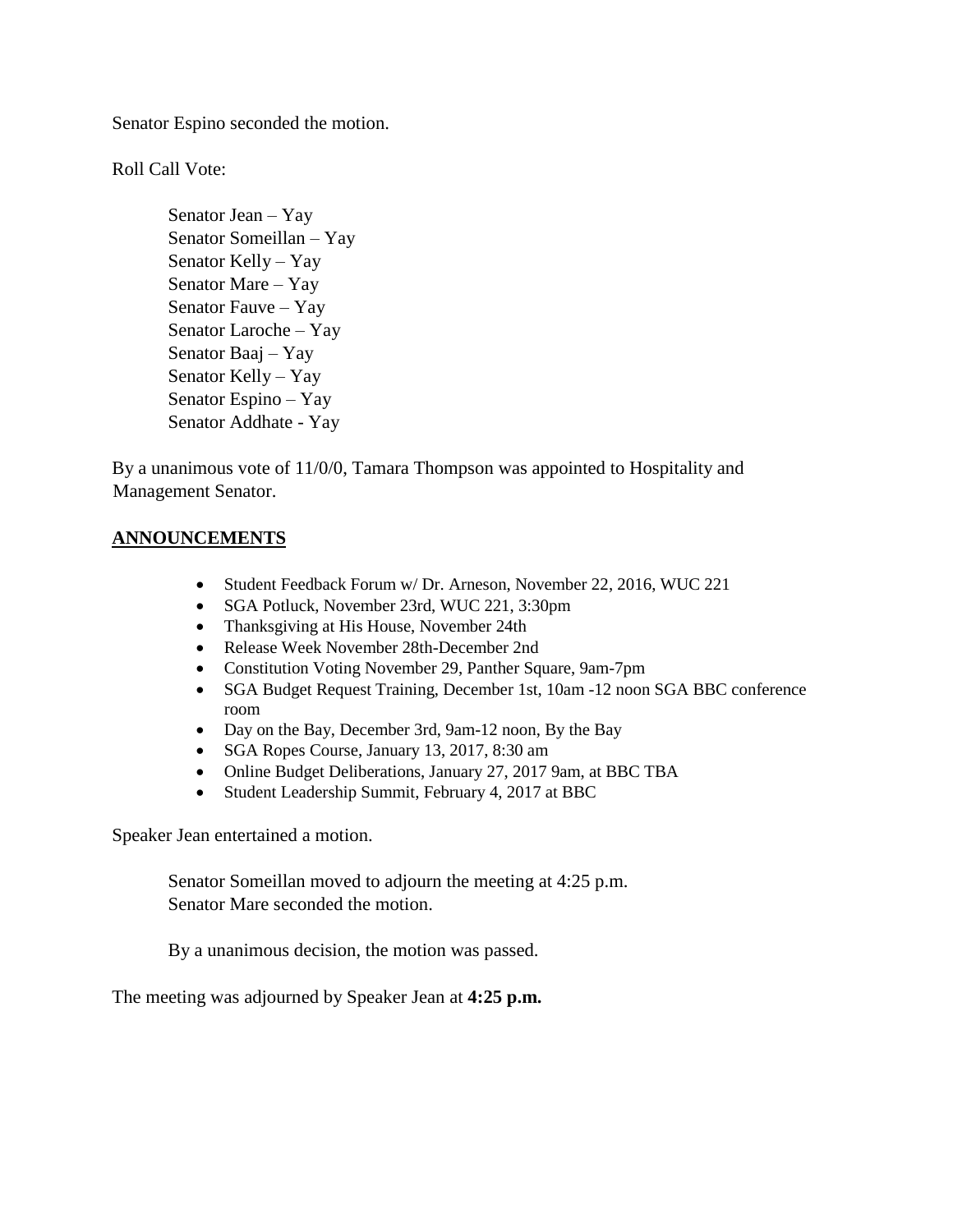Senator Espino seconded the motion.

Roll Call Vote:

Senator Jean – Yay
Senator Someillan – Yay
Senator Kelly – Yay
Senator Mare – Yay
Senator Fauve – Yay
Senator Laroche – Yay
Senator Baaj – Yay
Senator Kelly – Yay
Senator Espino – Yay
Senator Addhate - Yay

By a unanimous vote of 11/0/0, Tamara Thompson was appointed to Hospitality and Management Senator.

## ANNOUNCEMENTS

- Student Feedback Forum w/ Dr. Arneson, November 22, 2016, WUC 221
- SGA Potluck, November 23rd, WUC 221, 3:30pm
- Thanksgiving at His House, November 24th
- Release Week November 28th-December 2nd
- Constitution Voting November 29, Panther Square, 9am-7pm
- SGA Budget Request Training, December 1st, 10am -12 noon SGA BBC conference room
- Day on the Bay, December 3rd, 9am-12 noon, By the Bay
- SGA Ropes Course, January 13, 2017, 8:30 am
- Online Budget Deliberations, January 27, 2017 9am, at BBC TBA
- Student Leadership Summit, February 4, 2017 at BBC

Speaker Jean entertained a motion.

Senator Someillan moved to adjourn the meeting at 4:25 p.m.
Senator Mare seconded the motion.

By a unanimous decision, the motion was passed.

The meeting was adjourned by Speaker Jean at **4:25 p.m.**